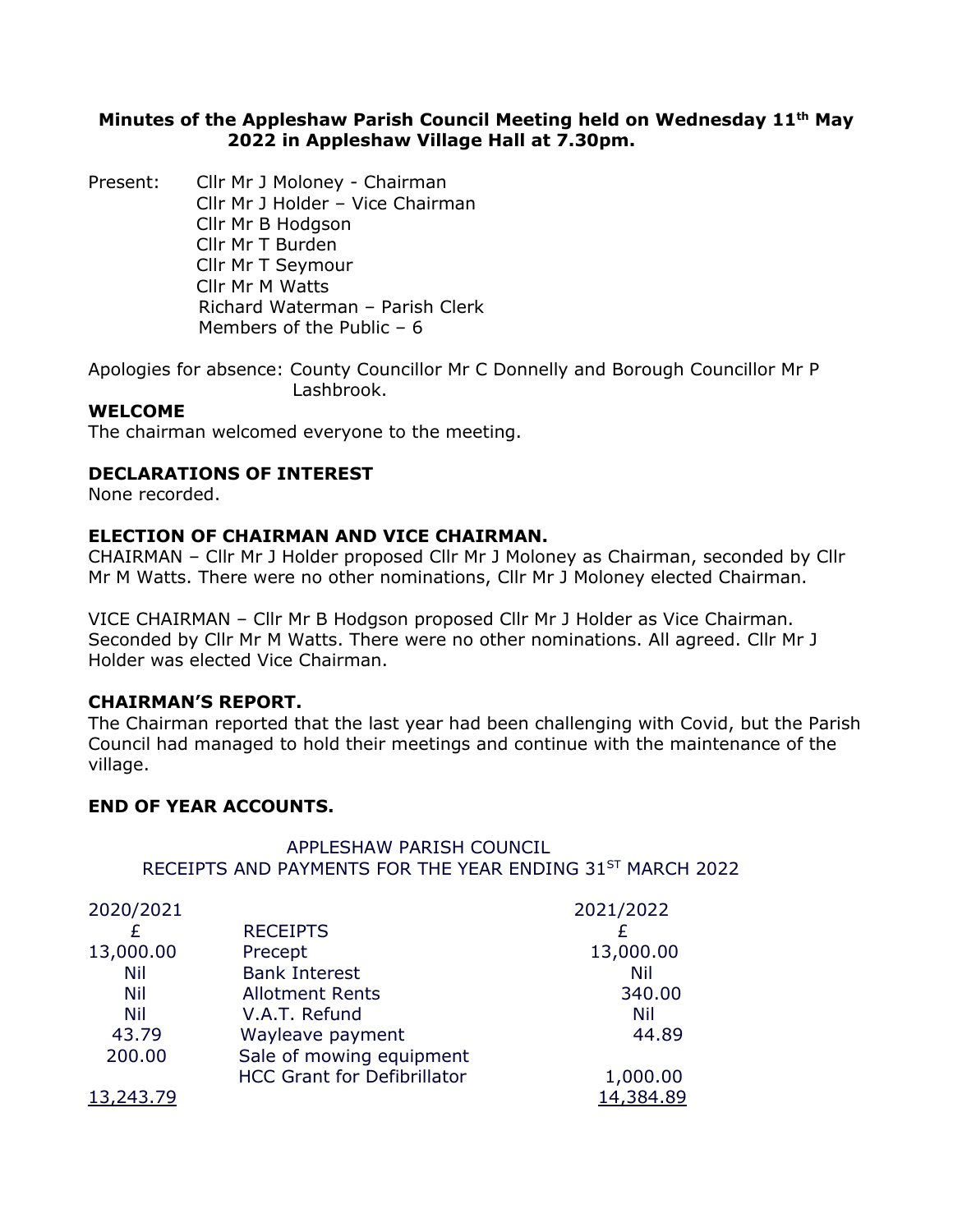**Minutes of the Appleshaw Parish Council Meeting held on Wednesday 11th May 2022 in Appleshaw Village Hall at 7.30pm.**

Present: Cllr Mr J Moloney - Chairman
Cllr Mr J Holder – Vice Chairman
Cllr Mr B Hodgson
Cllr Mr T Burden
Cllr Mr T Seymour
Cllr Mr M Watts
Richard Waterman – Parish Clerk
Members of the Public – 6

Apologies for absence: County Councillor Mr C Donnelly and Borough Councillor Mr P Lashbrook.

**WELCOME**

The chairman welcomed everyone to the meeting.

**DECLARATIONS OF INTEREST**

None recorded.

**ELECTION OF CHAIRMAN AND VICE CHAIRMAN.**

CHAIRMAN – Cllr Mr J Holder proposed Cllr Mr J Moloney as Chairman, seconded by Cllr Mr M Watts. There were no other nominations, Cllr Mr J Moloney elected Chairman.

VICE CHAIRMAN – Cllr Mr B Hodgson proposed Cllr Mr J Holder as Vice Chairman. Seconded by Cllr Mr M Watts. There were no other nominations. All agreed. Cllr Mr J Holder was elected Vice Chairman.

**CHAIRMAN'S REPORT.**

The Chairman reported that the last year had been challenging with Covid, but the Parish Council had managed to hold their meetings and continue with the maintenance of the village.

**END OF YEAR ACCOUNTS.**

APPLESHAW PARISH COUNCIL
RECEIPTS AND PAYMENTS FOR THE YEAR ENDING 31ST MARCH 2022

| 2020/2021 | | 2021/2022 |
|---|---|---|
| £ | RECEIPTS | £ |
| 13,000.00 | Precept | 13,000.00 |
| Nil | Bank Interest | Nil |
| Nil | Allotment Rents | 340.00 |
| Nil | V.A.T. Refund | Nil |
| 43.79 | Wayleave payment | 44.89 |
| 200.00 | Sale of mowing equipment | |
| | HCC Grant for Defibrillator | 1,000.00 |
| 13,243.79 | | 14,384.89 |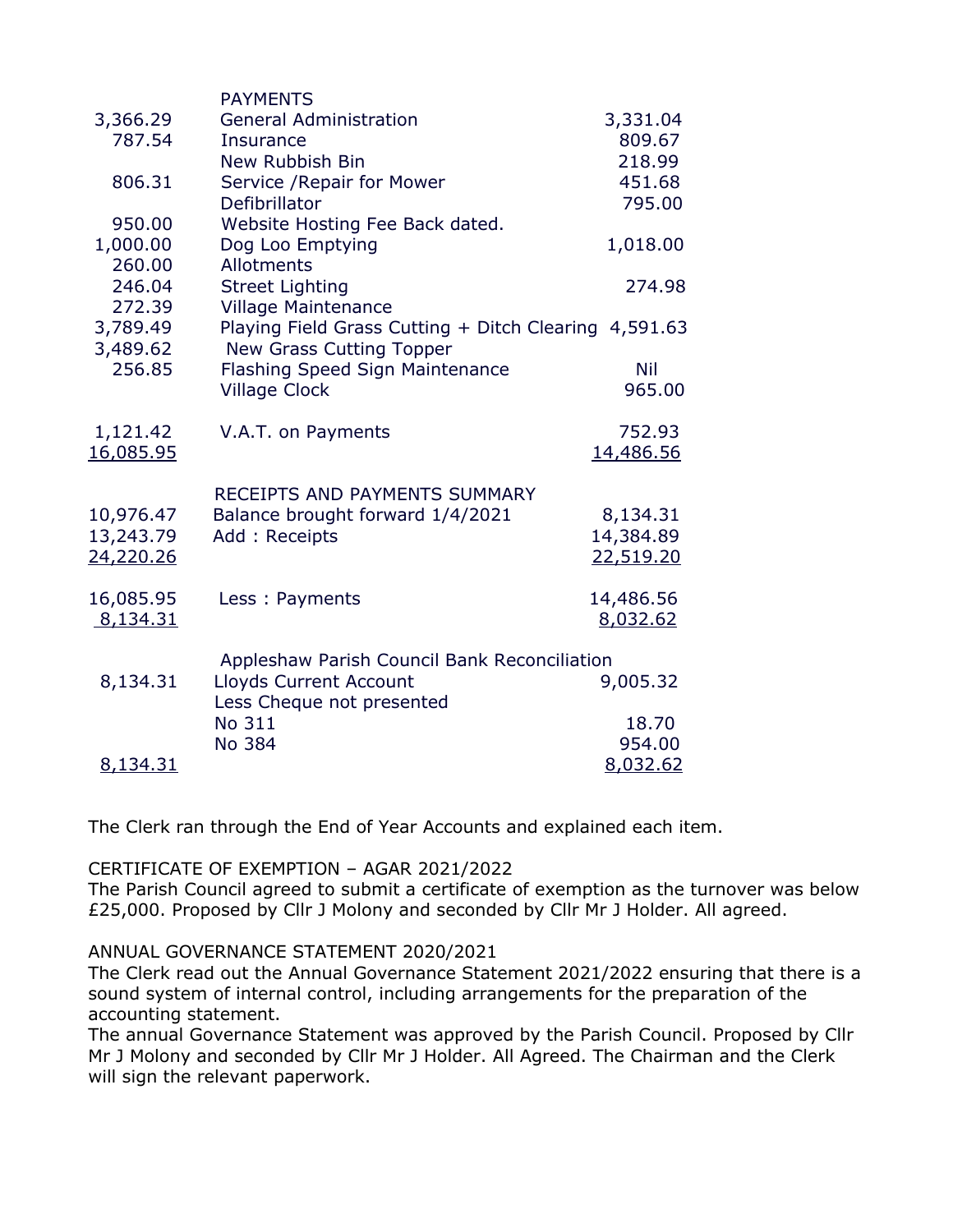| | PAYMENTS | |
|---|---|---|
| 3,366.29 | General Administration | 3,331.04 |
| 787.54 | Insurance | 809.67 |
| | New Rubbish Bin | 218.99 |
| 806.31 | Service /Repair for Mower | 451.68 |
| | Defibrillator | 795.00 |
| 950.00 | Website Hosting Fee Back dated. | |
| 1,000.00 | Dog Loo Emptying | 1,018.00 |
| 260.00 | Allotments | |
| 246.04 | Street Lighting | 274.98 |
| 272.39 | Village Maintenance | |
| 3,789.49 | Playing Field Grass Cutting + Ditch Clearing | 4,591.63 |
| 3,489.62 | New Grass Cutting Topper | |
| 256.85 | Flashing Speed Sign Maintenance | Nil |
| | Village Clock | 965.00 |
| 1,121.42 | V.A.T. on Payments | 752.93 |
| 16,085.95 | | 14,486.56 |

| | RECEIPTS AND PAYMENTS SUMMARY | |
|---|---|---|
| 10,976.47 | Balance brought forward 1/4/2021 | 8,134.31 |
| 13,243.79 | Add : Receipts | 14,384.89 |
| 24,220.26 | | 22,519.20 |
| 16,085.95 | Less : Payments | 14,486.56 |
| 8,134.31 | | 8,032.62 |

| | Appleshaw Parish Council Bank Reconciliation | |
|---|---|---|
| 8,134.31 | Lloyds Current Account | 9,005.32 |
| | Less Cheque not presented | |
| | No 311 | 18.70 |
| | No 384 | 954.00 |
| 8,134.31 | | 8,032.62 |

The Clerk ran through the End of Year Accounts and explained each item.

CERTIFICATE OF EXEMPTION – AGAR 2021/2022

The Parish Council agreed to submit a certificate of exemption as the turnover was below £25,000. Proposed by Cllr J Molony and seconded by Cllr Mr J Holder. All agreed.

ANNUAL GOVERNANCE STATEMENT 2020/2021

The Clerk read out the Annual Governance Statement 2021/2022 ensuring that there is a sound system of internal control, including arrangements for the preparation of the accounting statement.

The annual Governance Statement was approved by the Parish Council. Proposed by Cllr Mr J Molony and seconded by Cllr Mr J Holder. All Agreed. The Chairman and the Clerk will sign the relevant paperwork.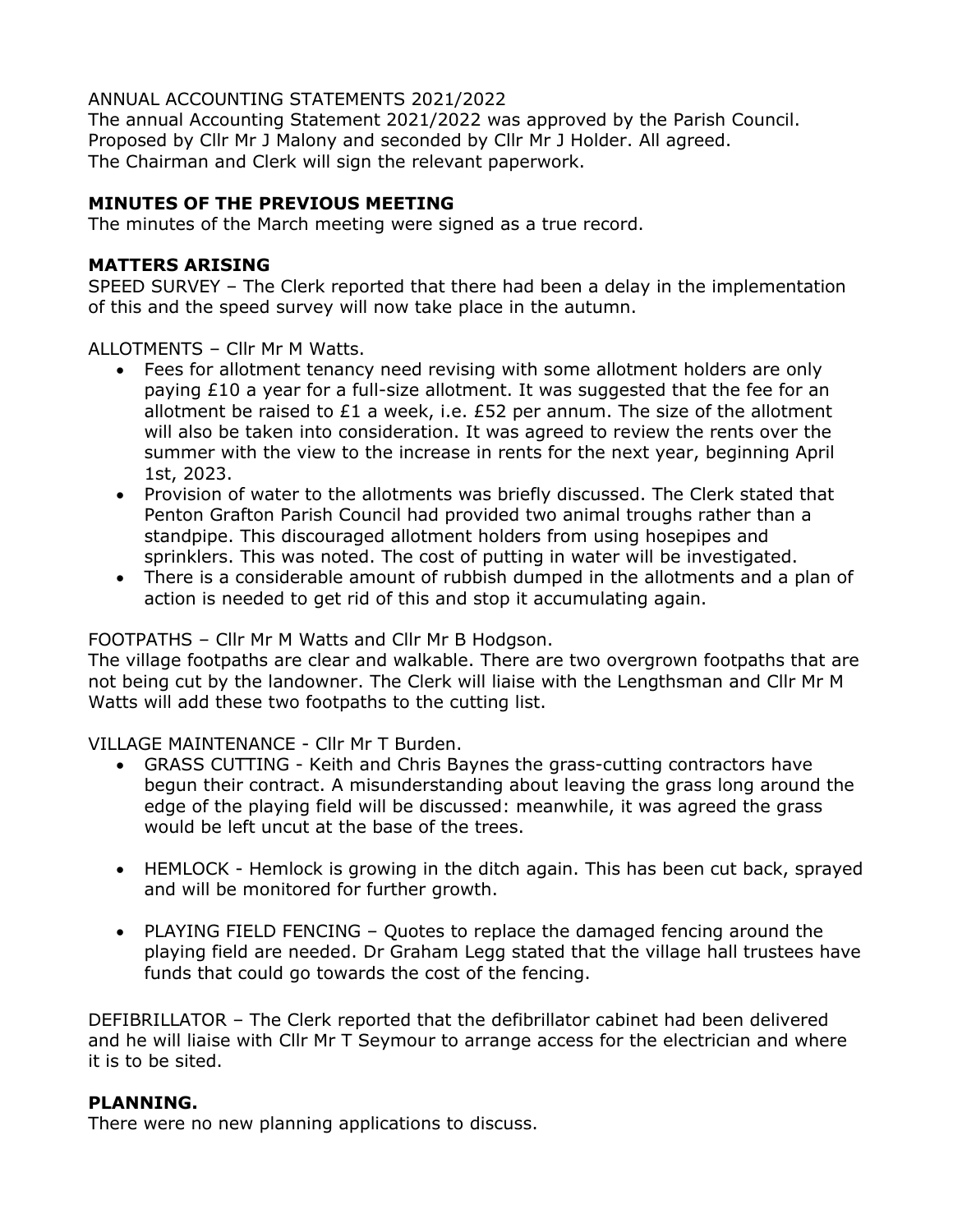ANNUAL ACCOUNTING STATEMENTS 2021/2022
The annual Accounting Statement 2021/2022 was approved by the Parish Council. Proposed by Cllr Mr J Malony and seconded by Cllr Mr J Holder. All agreed. The Chairman and Clerk will sign the relevant paperwork.

**MINUTES OF THE PREVIOUS MEETING**
The minutes of the March meeting were signed as a true record.

**MATTERS ARISING**
SPEED SURVEY – The Clerk reported that there had been a delay in the implementation of this and the speed survey will now take place in the autumn.

ALLOTMENTS – Cllr Mr M Watts.

- Fees for allotment tenancy need revising with some allotment holders are only paying £10 a year for a full-size allotment. It was suggested that the fee for an allotment be raised to £1 a week, i.e. £52 per annum. The size of the allotment will also be taken into consideration. It was agreed to review the rents over the summer with the view to the increase in rents for the next year, beginning April 1st, 2023.
- Provision of water to the allotments was briefly discussed. The Clerk stated that Penton Grafton Parish Council had provided two animal troughs rather than a standpipe. This discouraged allotment holders from using hosepipes and sprinklers. This was noted. The cost of putting in water will be investigated.
- There is a considerable amount of rubbish dumped in the allotments and a plan of action is needed to get rid of this and stop it accumulating again.

FOOTPATHS – Cllr Mr M Watts and Cllr Mr B Hodgson.
The village footpaths are clear and walkable. There are two overgrown footpaths that are not being cut by the landowner. The Clerk will liaise with the Lengthsman and Cllr Mr M Watts will add these two footpaths to the cutting list.

VILLAGE MAINTENANCE - Cllr Mr T Burden.

- GRASS CUTTING - Keith and Chris Baynes the grass-cutting contractors have begun their contract. A misunderstanding about leaving the grass long around the edge of the playing field will be discussed: meanwhile, it was agreed the grass would be left uncut at the base of the trees.

- HEMLOCK - Hemlock is growing in the ditch again. This has been cut back, sprayed and will be monitored for further growth.

- PLAYING FIELD FENCING – Quotes to replace the damaged fencing around the playing field are needed. Dr Graham Legg stated that the village hall trustees have funds that could go towards the cost of the fencing.

DEFIBRILLATOR – The Clerk reported that the defibrillator cabinet had been delivered and he will liaise with Cllr Mr T Seymour to arrange access for the electrician and where it is to be sited.

**PLANNING.**
There were no new planning applications to discuss.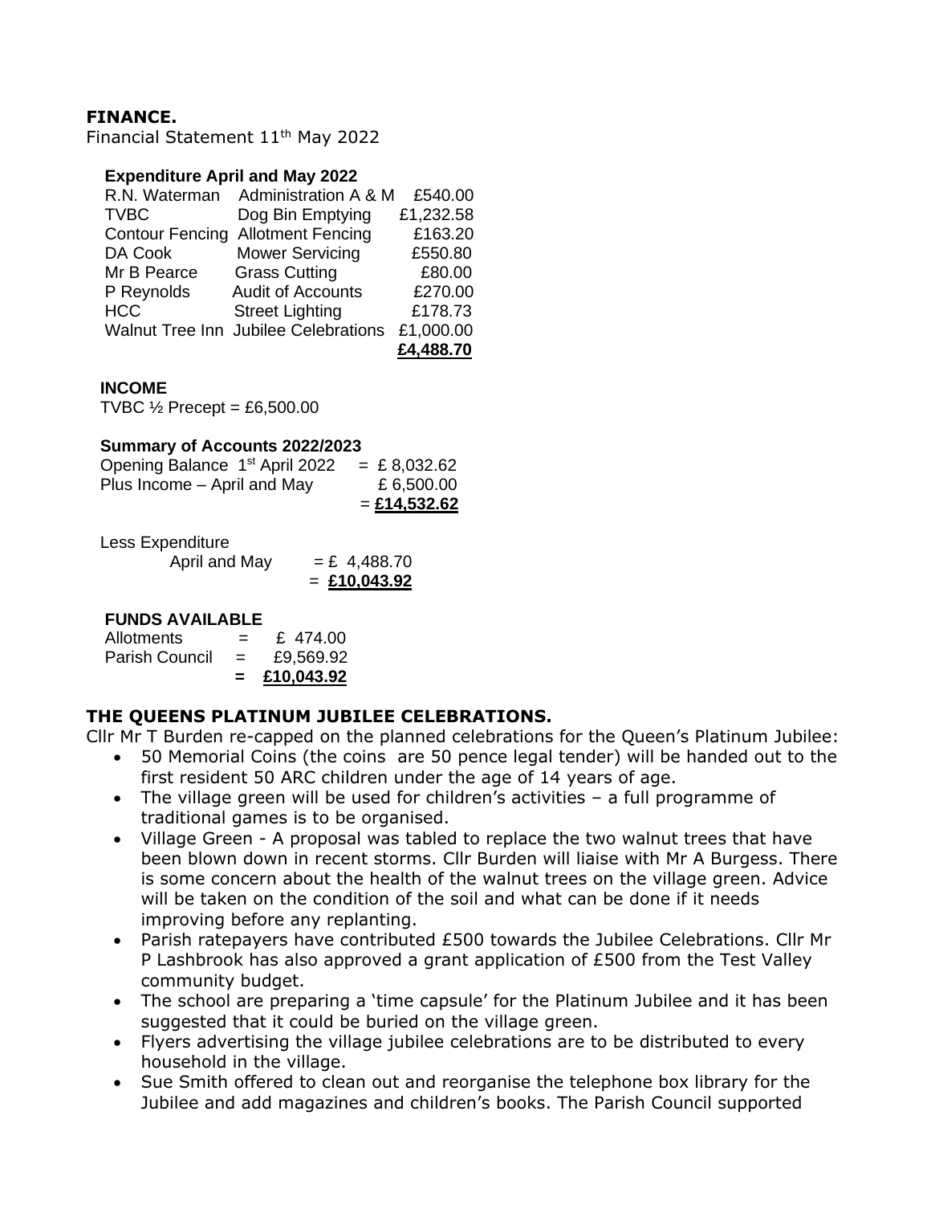## FINANCE.

Financial Statement 11th May 2022

**Expenditure April and May 2022**

| | | |
|---|---|---|
| R.N. Waterman | Administration A & M | £540.00 |
| TVBC | Dog Bin Emptying | £1,232.58 |
| Contour Fencing | Allotment Fencing | £163.20 |
| DA Cook | Mower Servicing | £550.80 |
| Mr B Pearce | Grass Cutting | £80.00 |
| P Reynolds | Audit of Accounts | £270.00 |
| HCC | Street Lighting | £178.73 |
| Walnut Tree Inn | Jubilee Celebrations | £1,000.00 |
| | | **£4,488.70** |

**INCOME**

TVBC ½ Precept = £6,500.00

**Summary of Accounts 2022/2023**

| | |
|---|---|
| Opening Balance 1st April 2022 | = £ 8,032.62 |
| Plus Income – April and May | £ 6,500.00 |
| | = **£14,532.62** |

Less Expenditure

| | |
|---|---|
| April and May | = £ 4,488.70 |
| | = **£10,043.92** |

**FUNDS AVAILABLE**

| | | |
|---|---|---|
| Allotments | = | £ 474.00 |
| Parish Council | = | £9,569.92 |
| | **=** | **£10,043.92** |

## THE QUEENS PLATINUM JUBILEE CELEBRATIONS.

Cllr Mr T Burden re-capped on the planned celebrations for the Queen's Platinum Jubilee:

- 50 Memorial Coins (the coins are 50 pence legal tender) will be handed out to the first resident 50 ARC children under the age of 14 years of age.
- The village green will be used for children's activities – a full programme of traditional games is to be organised.
- Village Green - A proposal was tabled to replace the two walnut trees that have been blown down in recent storms. Cllr Burden will liaise with Mr A Burgess. There is some concern about the health of the walnut trees on the village green. Advice will be taken on the condition of the soil and what can be done if it needs improving before any replanting.
- Parish ratepayers have contributed £500 towards the Jubilee Celebrations. Cllr Mr P Lashbrook has also approved a grant application of £500 from the Test Valley community budget.
- The school are preparing a 'time capsule' for the Platinum Jubilee and it has been suggested that it could be buried on the village green.
- Flyers advertising the village jubilee celebrations are to be distributed to every household in the village.
- Sue Smith offered to clean out and reorganise the telephone box library for the Jubilee and add magazines and children's books. The Parish Council supported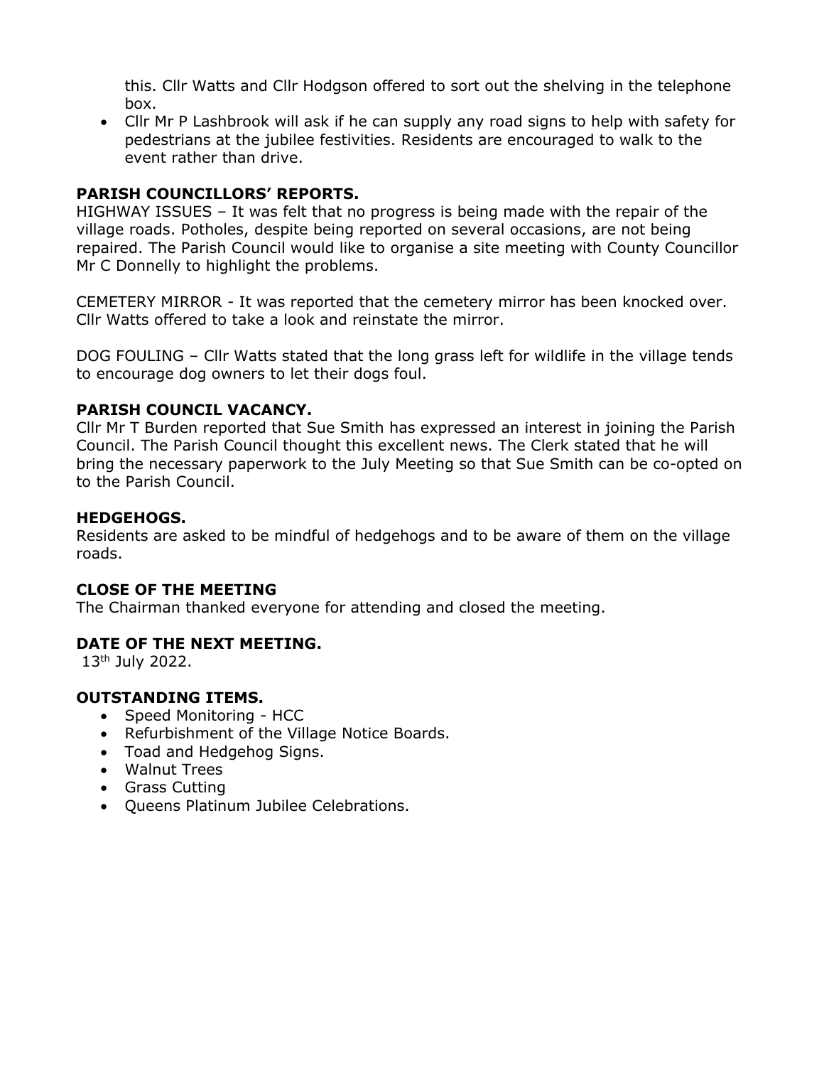this. Cllr Watts and Cllr Hodgson offered to sort out the shelving in the telephone box.

- Cllr Mr P Lashbrook will ask if he can supply any road signs to help with safety for pedestrians at the jubilee festivities. Residents are encouraged to walk to the event rather than drive.

**PARISH COUNCILLORS' REPORTS.**

HIGHWAY ISSUES – It was felt that no progress is being made with the repair of the village roads. Potholes, despite being reported on several occasions, are not being repaired. The Parish Council would like to organise a site meeting with County Councillor Mr C Donnelly to highlight the problems.

CEMETERY MIRROR - It was reported that the cemetery mirror has been knocked over. Cllr Watts offered to take a look and reinstate the mirror.

DOG FOULING – Cllr Watts stated that the long grass left for wildlife in the village tends to encourage dog owners to let their dogs foul.

**PARISH COUNCIL VACANCY.**

Cllr Mr T Burden reported that Sue Smith has expressed an interest in joining the Parish Council. The Parish Council thought this excellent news. The Clerk stated that he will bring the necessary paperwork to the July Meeting so that Sue Smith can be co-opted on to the Parish Council.

**HEDGEHOGS.**

Residents are asked to be mindful of hedgehogs and to be aware of them on the village roads.

**CLOSE OF THE MEETING**

The Chairman thanked everyone for attending and closed the meeting.

**DATE OF THE NEXT MEETING.**

13th July 2022.

**OUTSTANDING ITEMS.**

- Speed Monitoring - HCC
- Refurbishment of the Village Notice Boards.
- Toad and Hedgehog Signs.
- Walnut Trees
- Grass Cutting
- Queens Platinum Jubilee Celebrations.